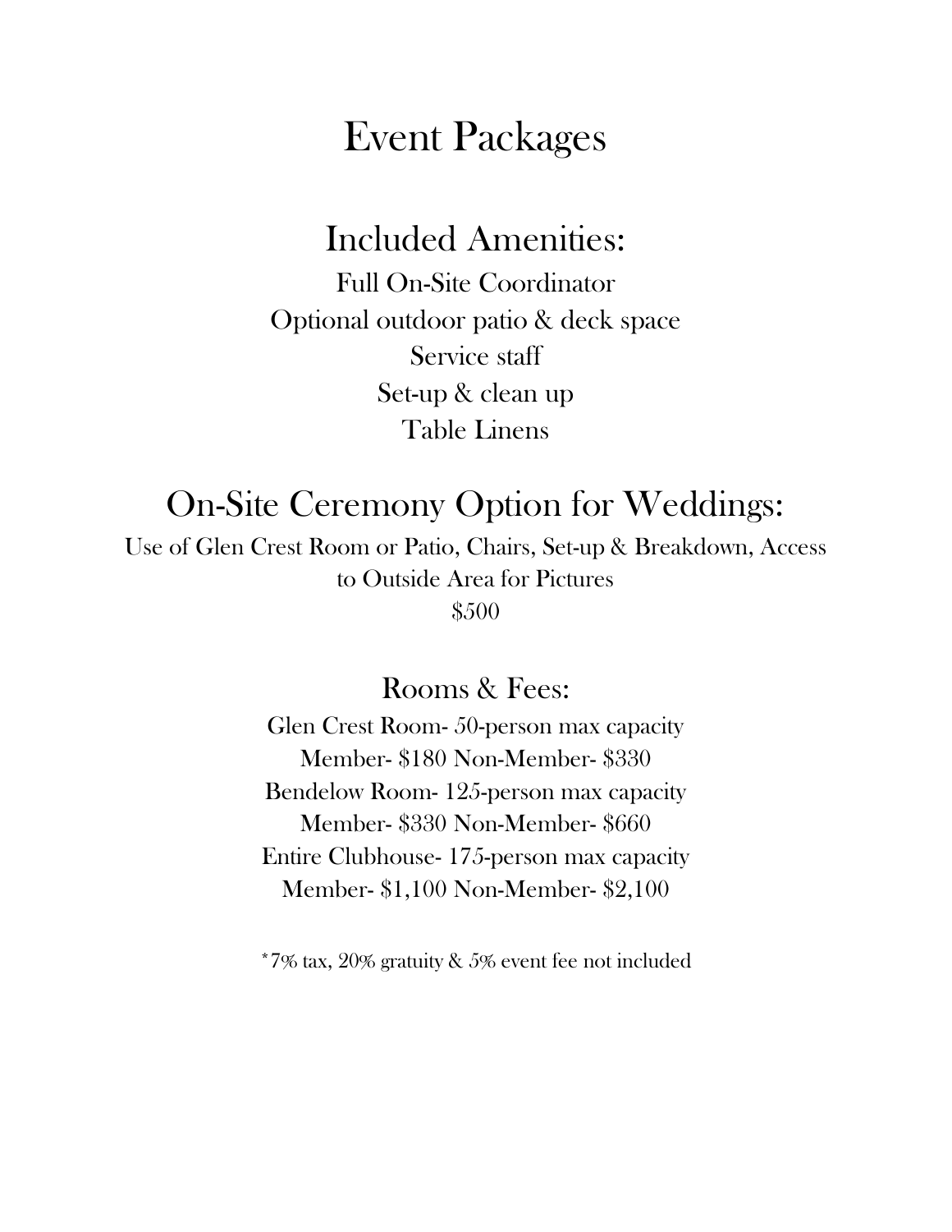# Event Packages

## Included Amenities:

Full On-Site Coordinator
Optional outdoor patio & deck space
Service staff
Set-up & clean up
Table Linens

## On-Site Ceremony Option for Weddings:

Use of Glen Crest Room or Patio, Chairs, Set-up & Breakdown, Access to Outside Area for Pictures
$500

### Rooms & Fees:

Glen Crest Room- 50-person max capacity
Member- $180 Non-Member- $330
Bendelow Room- 125-person max capacity
Member- $330 Non-Member- $660
Entire Clubhouse- 175-person max capacity
Member- $1,100 Non-Member- $2,100

*7% tax, 20% gratuity & 5% event fee not included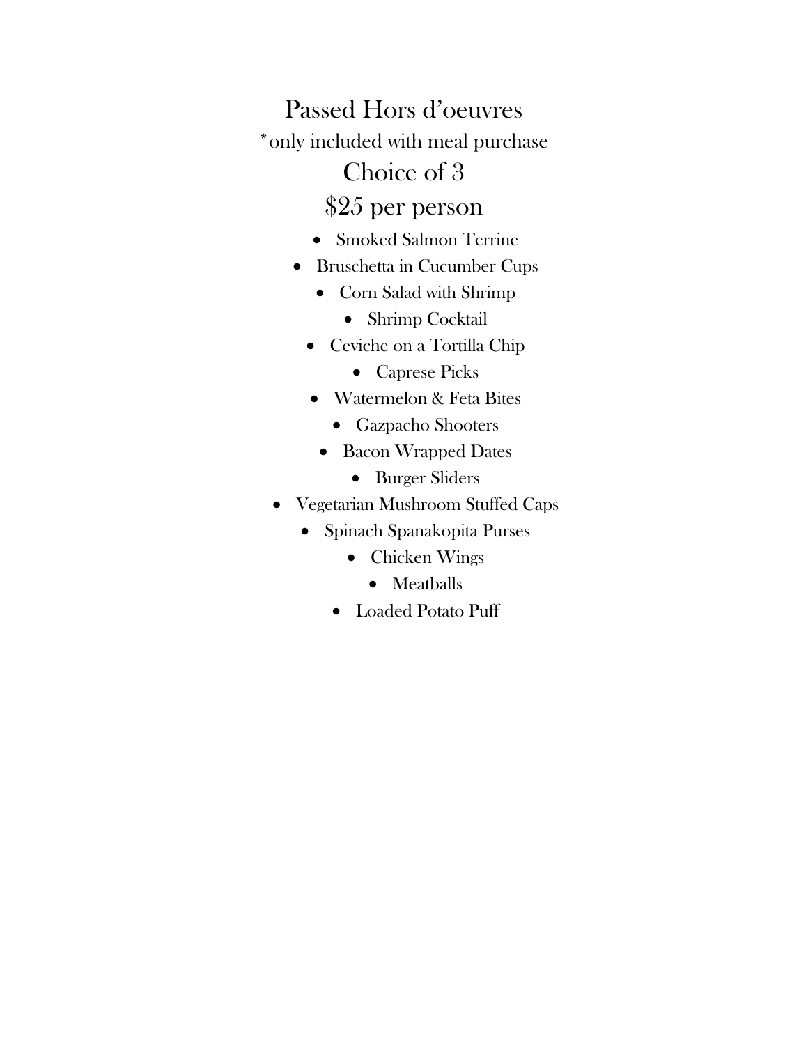# Passed Hors d'oeuvres

*only included with meal purchase

## Choice of 3

## $25 per person

- Smoked Salmon Terrine
- Bruschetta in Cucumber Cups
- Corn Salad with Shrimp
- Shrimp Cocktail
- Ceviche on a Tortilla Chip
- Caprese Picks
- Watermelon & Feta Bites
- Gazpacho Shooters
- Bacon Wrapped Dates
- Burger Sliders
- Vegetarian Mushroom Stuffed Caps
- Spinach Spanakopita Purses
- Chicken Wings
- Meatballs
- Loaded Potato Puff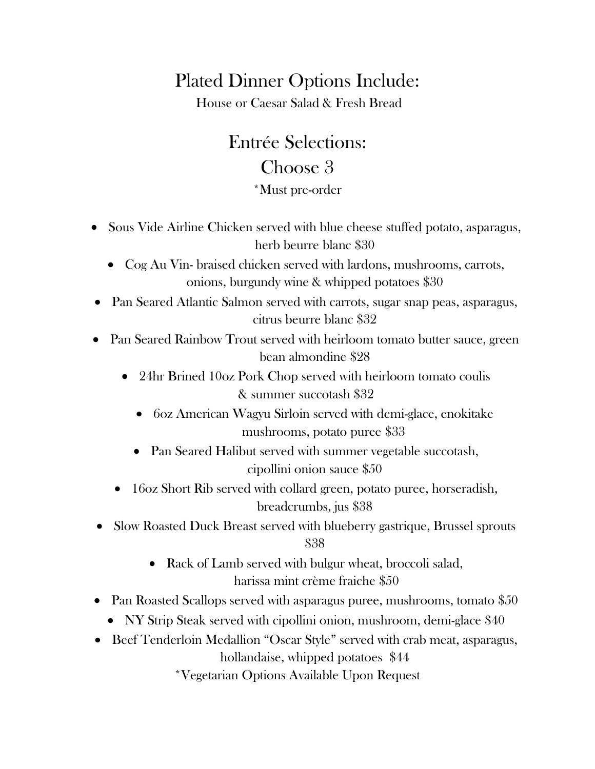# Plated Dinner Options Include:

House or Caesar Salad & Fresh Bread

## Entrée Selections:

## Choose 3

*Must pre-order

- Sous Vide Airline Chicken served with blue cheese stuffed potato, asparagus, herb beurre blanc $30
- Cog Au Vin- braised chicken served with lardons, mushrooms, carrots, onions, burgundy wine & whipped potatoes $30
- Pan Seared Atlantic Salmon served with carrots, sugar snap peas, asparagus, citrus beurre blanc $32
- Pan Seared Rainbow Trout served with heirloom tomato butter sauce, green bean almondine $28
- 24hr Brined 10oz Pork Chop served with heirloom tomato coulis & summer succotash $32
- 6oz American Wagyu Sirloin served with demi-glace, enokitake mushrooms, potato puree $33
- Pan Seared Halibut served with summer vegetable succotash, cipollini onion sauce $50
- 16oz Short Rib served with collard green, potato puree, horseradish, breadcrumbs, jus $38
- Slow Roasted Duck Breast served with blueberry gastrique, Brussel sprouts $38
- Rack of Lamb served with bulgur wheat, broccoli salad, harissa mint crème fraiche $50
- Pan Roasted Scallops served with asparagus puree, mushrooms, tomato $50
- NY Strip Steak served with cipollini onion, mushroom, demi-glace $40
- Beef Tenderloin Medallion "Oscar Style" served with crab meat, asparagus, hollandaise, whipped potatoes $44

*Vegetarian Options Available Upon Request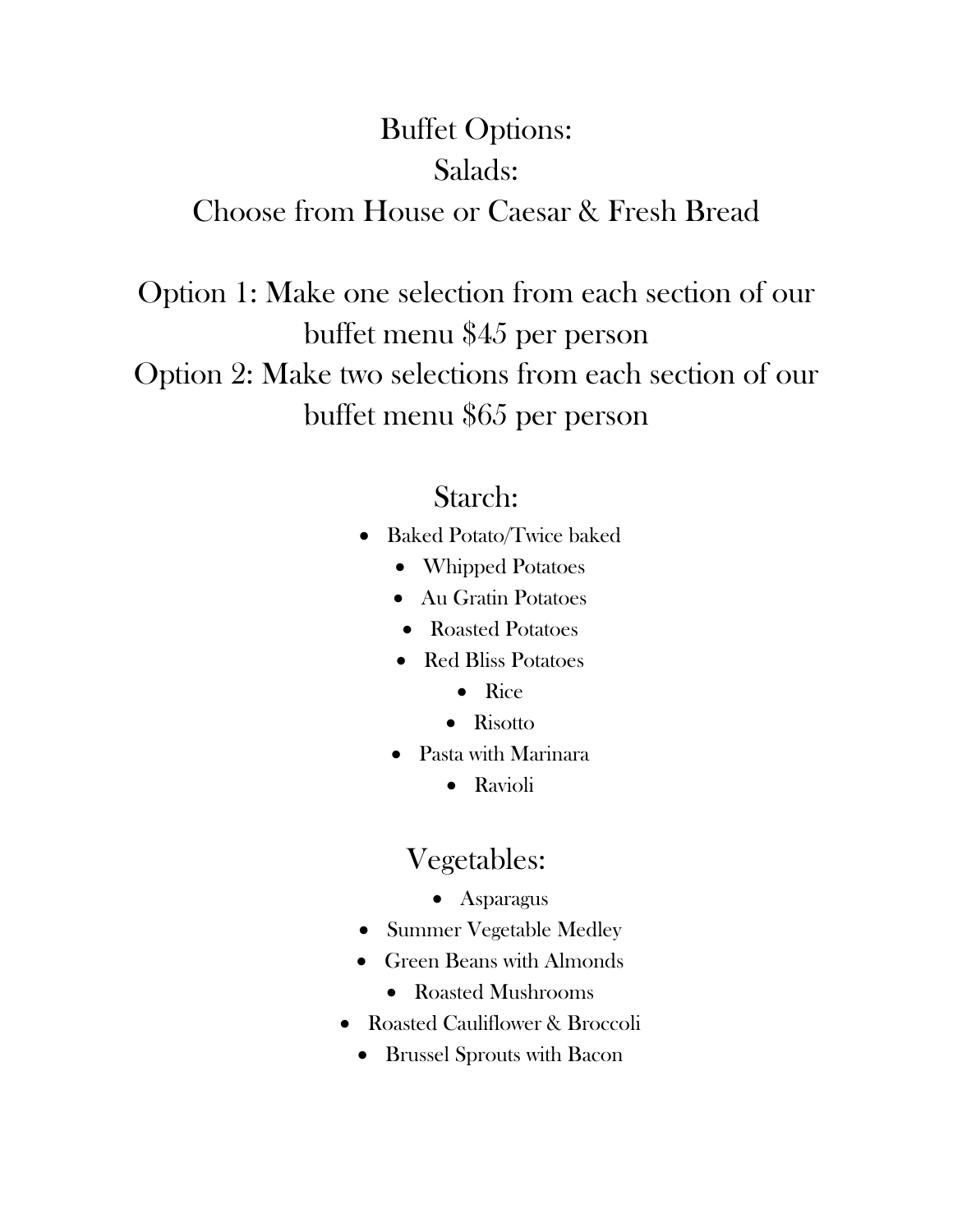# Buffet Options:

## Salads:

Choose from House or Caesar & Fresh Bread

Option 1: Make one selection from each section of our buffet menu $45 per person

Option 2: Make two selections from each section of our buffet menu $65 per person

## Starch:

- Baked Potato/Twice baked
- Whipped Potatoes
- Au Gratin Potatoes
- Roasted Potatoes
- Red Bliss Potatoes
- Rice
- Risotto
- Pasta with Marinara
- Ravioli

## Vegetables:

- Asparagus
- Summer Vegetable Medley
- Green Beans with Almonds
- Roasted Mushrooms
- Roasted Cauliflower & Broccoli
- Brussel Sprouts with Bacon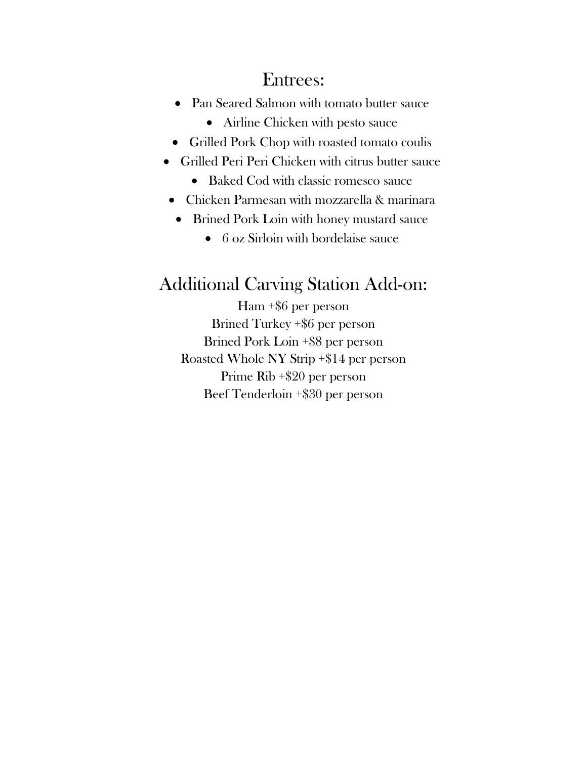## Entrees:

- Pan Seared Salmon with tomato butter sauce
- Airline Chicken with pesto sauce
- Grilled Pork Chop with roasted tomato coulis
- Grilled Peri Peri Chicken with citrus butter sauce
- Baked Cod with classic romesco sauce
- Chicken Parmesan with mozzarella & marinara
- Brined Pork Loin with honey mustard sauce
- 6 oz Sirloin with bordelaise sauce

## Additional Carving Station Add-on:

Ham +$6 per person
Brined Turkey +$6 per person
Brined Pork Loin +$8 per person
Roasted Whole NY Strip +$14 per person
Prime Rib +$20 per person
Beef Tenderloin +$30 per person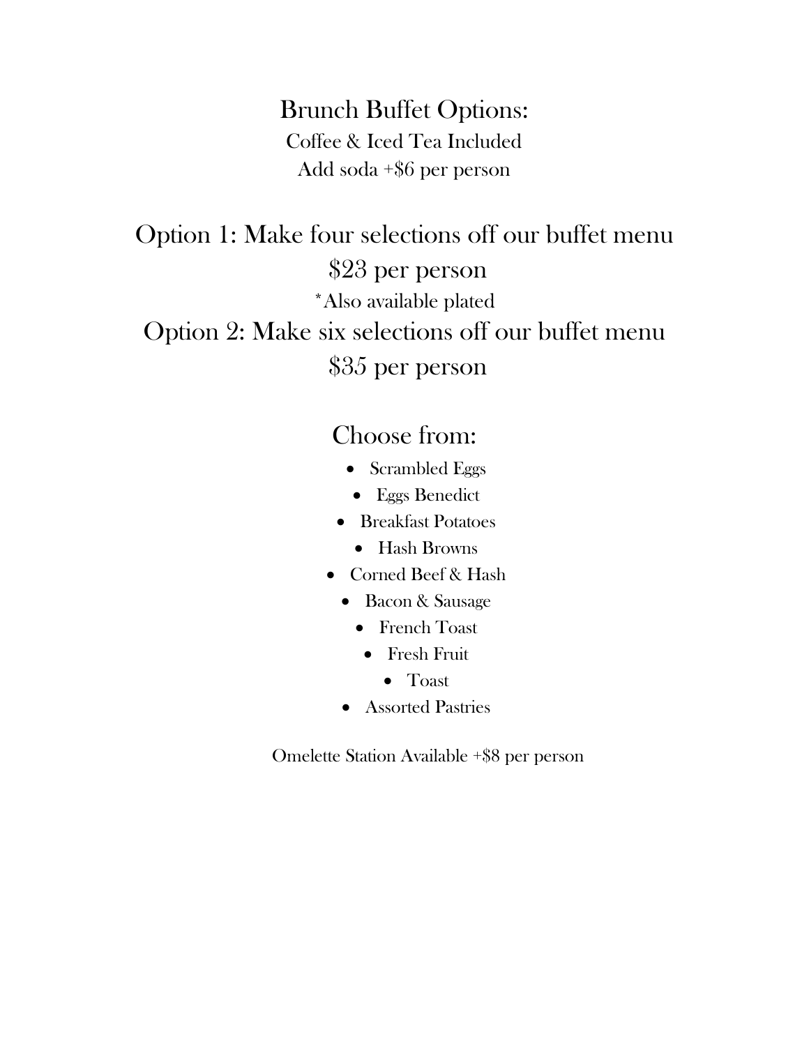# Brunch Buffet Options:

Coffee & Iced Tea Included

Add soda +$6 per person

## Option 1: Make four selections off our buffet menu

## $23 per person

*Also available plated

## Option 2: Make six selections off our buffet menu

## $35 per person

## Choose from:

- Scrambled Eggs
- Eggs Benedict
- Breakfast Potatoes
- Hash Browns
- Corned Beef & Hash
- Bacon & Sausage
- French Toast
- Fresh Fruit
- Toast
- Assorted Pastries

Omelette Station Available +$8 per person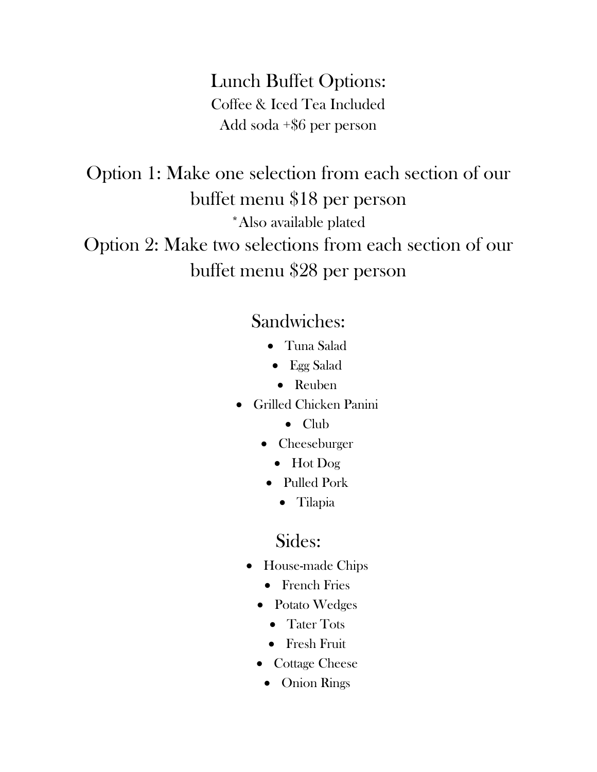# Lunch Buffet Options:

Coffee & Iced Tea Included

Add soda +$6 per person

## Option 1: Make one selection from each section of our buffet menu $18 per person

*Also available plated

## Option 2: Make two selections from each section of our buffet menu $28 per person

### Sandwiches:

- Tuna Salad
- Egg Salad
- Reuben
- Grilled Chicken Panini
- Club
- Cheeseburger
- Hot Dog
- Pulled Pork
- Tilapia

### Sides:

- House-made Chips
- French Fries
- Potato Wedges
- Tater Tots
- Fresh Fruit
- Cottage Cheese
- Onion Rings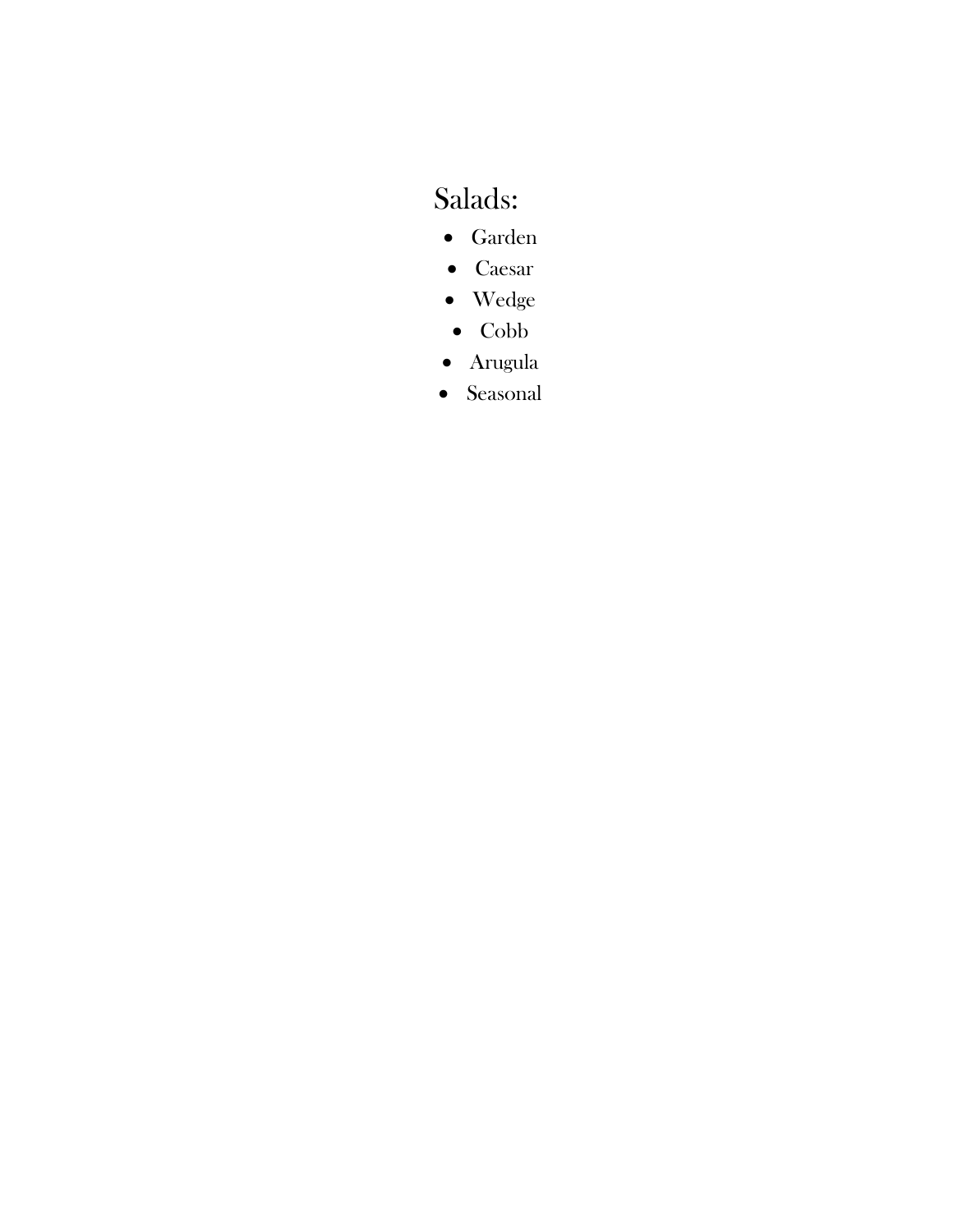## Salads:

- Garden
- Caesar
- Wedge
- Cobb
- Arugula
- Seasonal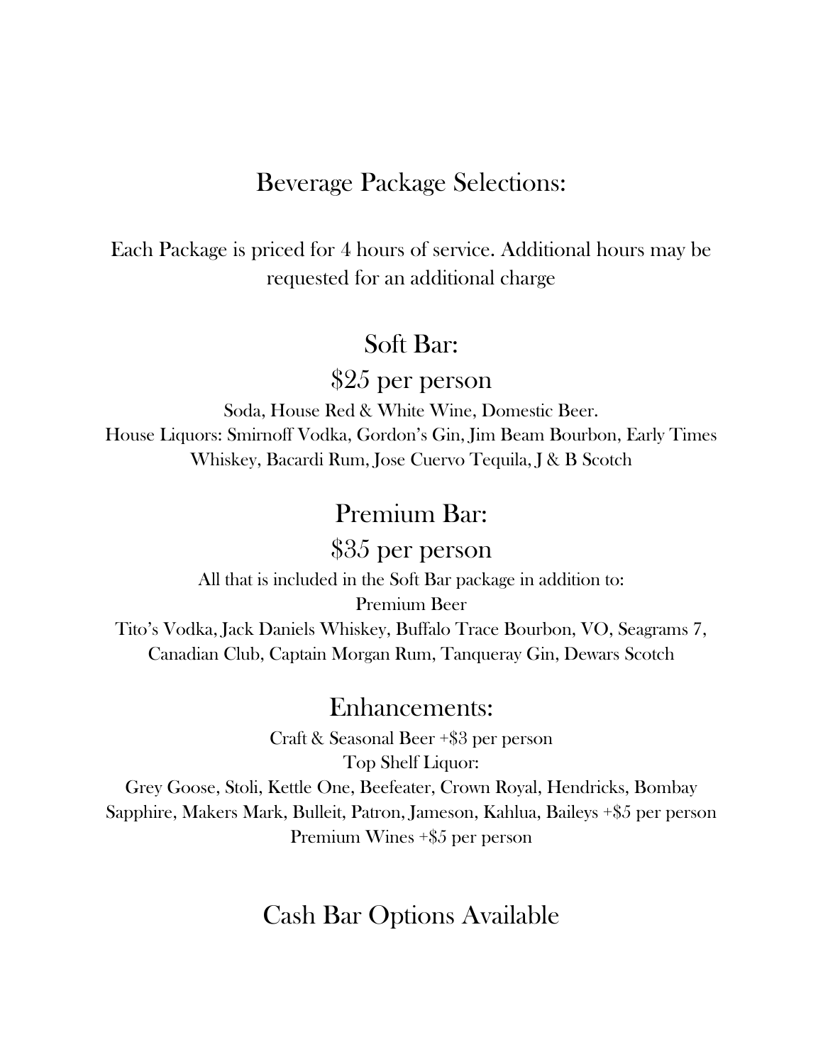# Beverage Package Selections:

Each Package is priced for 4 hours of service. Additional hours may be requested for an additional charge

## Soft Bar:

## $25 per person

Soda, House Red & White Wine, Domestic Beer.
House Liquors: Smirnoff Vodka, Gordon's Gin, Jim Beam Bourbon, Early Times Whiskey, Bacardi Rum, Jose Cuervo Tequila, J & B Scotch

## Premium Bar:

## $35 per person

All that is included in the Soft Bar package in addition to:
Premium Beer
Tito's Vodka, Jack Daniels Whiskey, Buffalo Trace Bourbon, VO, Seagrams 7, Canadian Club, Captain Morgan Rum, Tanqueray Gin, Dewars Scotch

## Enhancements:

Craft & Seasonal Beer +$3 per person
Top Shelf Liquor:
Grey Goose, Stoli, Kettle One, Beefeater, Crown Royal, Hendricks, Bombay Sapphire, Makers Mark, Bulleit, Patron, Jameson, Kahlua, Baileys +$5 per person
Premium Wines +$5 per person

## Cash Bar Options Available